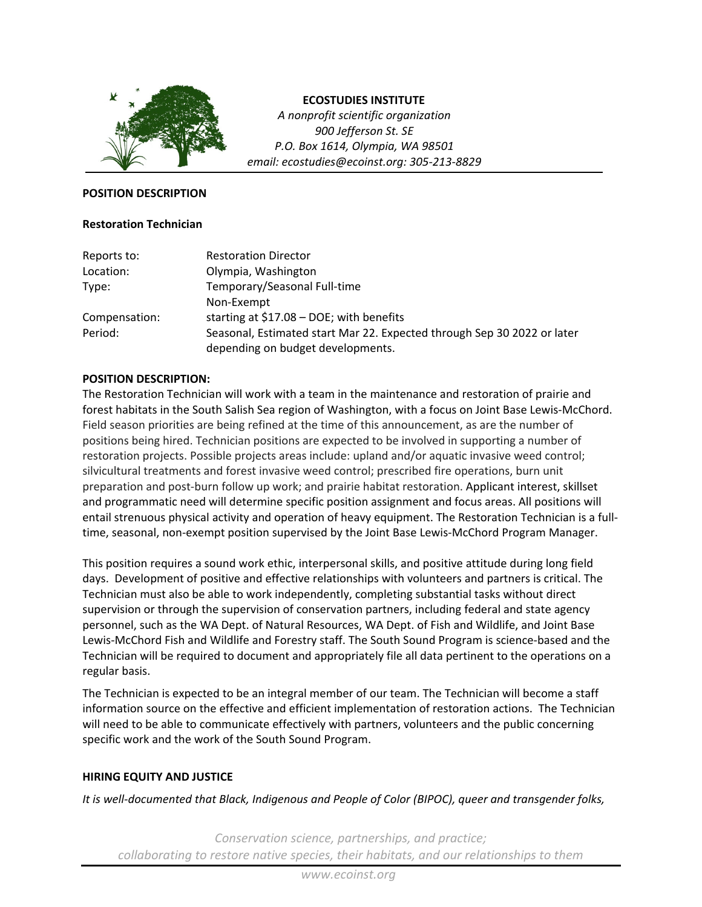**ECOSTUDIES INSTITUTE**
*A nonprofit scientific organization*
*900 Jefferson St. SE*
*P.O. Box 1614, Olympia, WA 98501*
*email: ecostudies@ecoinst.org: 305-213-8829*

**POSITION DESCRIPTION**

**Restoration Technician**

| | |
|---|---|
| Reports to: | Restoration Director |
| Location: | Olympia, Washington |
| Type: | Temporary/Seasonal Full-time<br>Non-Exempt |
| Compensation: | starting at $17.08 – DOE; with benefits |
| Period: | Seasonal, Estimated start Mar 22. Expected through Sep 30 2022 or later depending on budget developments. |

**POSITION DESCRIPTION:**

The Restoration Technician will work with a team in the maintenance and restoration of prairie and forest habitats in the South Salish Sea region of Washington, with a focus on Joint Base Lewis-McChord. Field season priorities are being refined at the time of this announcement, as are the number of positions being hired. Technician positions are expected to be involved in supporting a number of restoration projects. Possible projects areas include: upland and/or aquatic invasive weed control; silvicultural treatments and forest invasive weed control; prescribed fire operations, burn unit preparation and post-burn follow up work; and prairie habitat restoration. Applicant interest, skillset and programmatic need will determine specific position assignment and focus areas. All positions will entail strenuous physical activity and operation of heavy equipment. The Restoration Technician is a full-time, seasonal, non-exempt position supervised by the Joint Base Lewis-McChord Program Manager.

This position requires a sound work ethic, interpersonal skills, and positive attitude during long field days. Development of positive and effective relationships with volunteers and partners is critical. The Technician must also be able to work independently, completing substantial tasks without direct supervision or through the supervision of conservation partners, including federal and state agency personnel, such as the WA Dept. of Natural Resources, WA Dept. of Fish and Wildlife, and Joint Base Lewis-McChord Fish and Wildlife and Forestry staff. The South Sound Program is science-based and the Technician will be required to document and appropriately file all data pertinent to the operations on a regular basis.

The Technician is expected to be an integral member of our team. The Technician will become a staff information source on the effective and efficient implementation of restoration actions. The Technician will need to be able to communicate effectively with partners, volunteers and the public concerning specific work and the work of the South Sound Program.

**HIRING EQUITY AND JUSTICE**

*It is well-documented that Black, Indigenous and People of Color (BIPOC), queer and transgender folks,*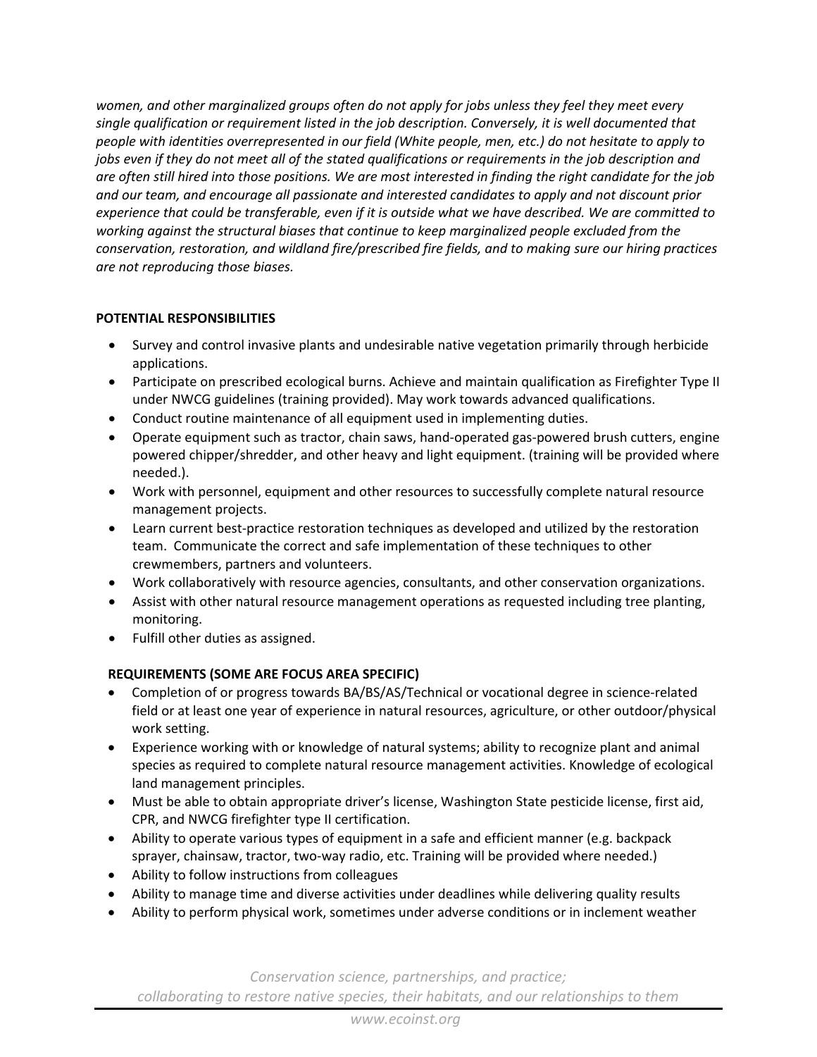*women, and other marginalized groups often do not apply for jobs unless they feel they meet every single qualification or requirement listed in the job description. Conversely, it is well documented that people with identities overrepresented in our field (White people, men, etc.) do not hesitate to apply to jobs even if they do not meet all of the stated qualifications or requirements in the job description and are often still hired into those positions. We are most interested in finding the right candidate for the job and our team, and encourage all passionate and interested candidates to apply and not discount prior experience that could be transferable, even if it is outside what we have described. We are committed to working against the structural biases that continue to keep marginalized people excluded from the conservation, restoration, and wildland fire/prescribed fire fields, and to making sure our hiring practices are not reproducing those biases.*

**POTENTIAL RESPONSIBILITIES**

- Survey and control invasive plants and undesirable native vegetation primarily through herbicide applications.
- Participate on prescribed ecological burns. Achieve and maintain qualification as Firefighter Type II under NWCG guidelines (training provided). May work towards advanced qualifications.
- Conduct routine maintenance of all equipment used in implementing duties.
- Operate equipment such as tractor, chain saws, hand-operated gas-powered brush cutters, engine powered chipper/shredder, and other heavy and light equipment. (training will be provided where needed.).
- Work with personnel, equipment and other resources to successfully complete natural resource management projects.
- Learn current best-practice restoration techniques as developed and utilized by the restoration team. Communicate the correct and safe implementation of these techniques to other crewmembers, partners and volunteers.
- Work collaboratively with resource agencies, consultants, and other conservation organizations.
- Assist with other natural resource management operations as requested including tree planting, monitoring.
- Fulfill other duties as assigned.

**REQUIREMENTS (SOME ARE FOCUS AREA SPECIFIC)**

- Completion of or progress towards BA/BS/AS/Technical or vocational degree in science-related field or at least one year of experience in natural resources, agriculture, or other outdoor/physical work setting.
- Experience working with or knowledge of natural systems; ability to recognize plant and animal species as required to complete natural resource management activities. Knowledge of ecological land management principles.
- Must be able to obtain appropriate driver's license, Washington State pesticide license, first aid, CPR, and NWCG firefighter type II certification.
- Ability to operate various types of equipment in a safe and efficient manner (e.g. backpack sprayer, chainsaw, tractor, two-way radio, etc. Training will be provided where needed.)
- Ability to follow instructions from colleagues
- Ability to manage time and diverse activities under deadlines while delivering quality results
- Ability to perform physical work, sometimes under adverse conditions or in inclement weather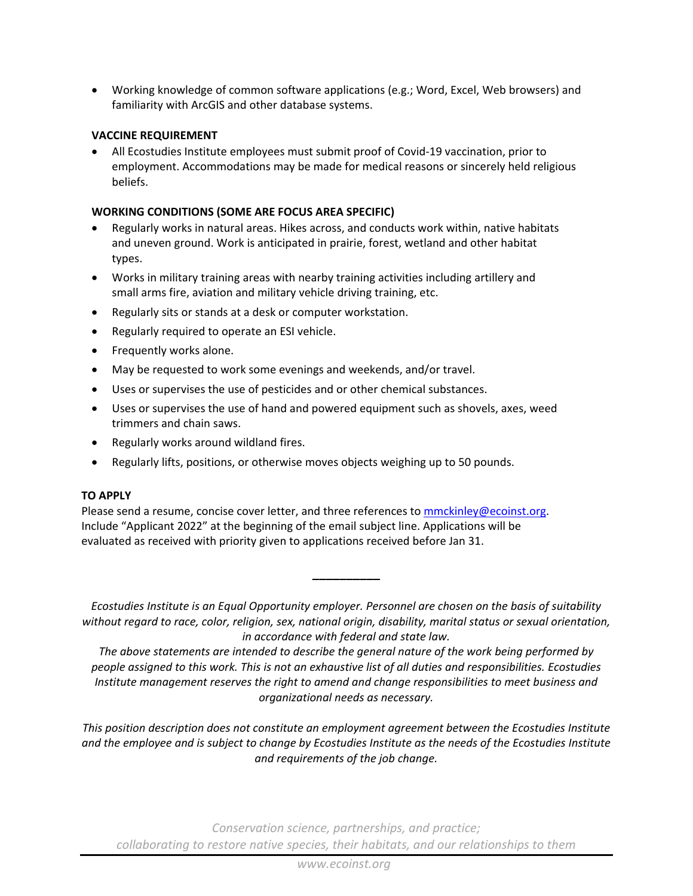- Working knowledge of common software applications (e.g.; Word, Excel, Web browsers) and familiarity with ArcGIS and other database systems.

**VACCINE REQUIREMENT**

- All Ecostudies Institute employees must submit proof of Covid-19 vaccination, prior to employment. Accommodations may be made for medical reasons or sincerely held religious beliefs.

**WORKING CONDITIONS (SOME ARE FOCUS AREA SPECIFIC)**

- Regularly works in natural areas. Hikes across, and conducts work within, native habitats and uneven ground. Work is anticipated in prairie, forest, wetland and other habitat types.
- Works in military training areas with nearby training activities including artillery and small arms fire, aviation and military vehicle driving training, etc.
- Regularly sits or stands at a desk or computer workstation.
- Regularly required to operate an ESI vehicle.
- Frequently works alone.
- May be requested to work some evenings and weekends, and/or travel.
- Uses or supervises the use of pesticides and or other chemical substances.
- Uses or supervises the use of hand and powered equipment such as shovels, axes, weed trimmers and chain saws.
- Regularly works around wildland fires.
- Regularly lifts, positions, or otherwise moves objects weighing up to 50 pounds.

**TO APPLY**

Please send a resume, concise cover letter, and three references to mmckinley@ecoinst.org. Include "Applicant 2022" at the beginning of the email subject line. Applications will be evaluated as received with priority given to applications received before Jan 31.

---

*Ecostudies Institute is an Equal Opportunity employer. Personnel are chosen on the basis of suitability without regard to race, color, religion, sex, national origin, disability, marital status or sexual orientation, in accordance with federal and state law.*

*The above statements are intended to describe the general nature of the work being performed by people assigned to this work. This is not an exhaustive list of all duties and responsibilities. Ecostudies Institute management reserves the right to amend and change responsibilities to meet business and organizational needs as necessary.*

*This position description does not constitute an employment agreement between the Ecostudies Institute and the employee and is subject to change by Ecostudies Institute as the needs of the Ecostudies Institute and requirements of the job change.*